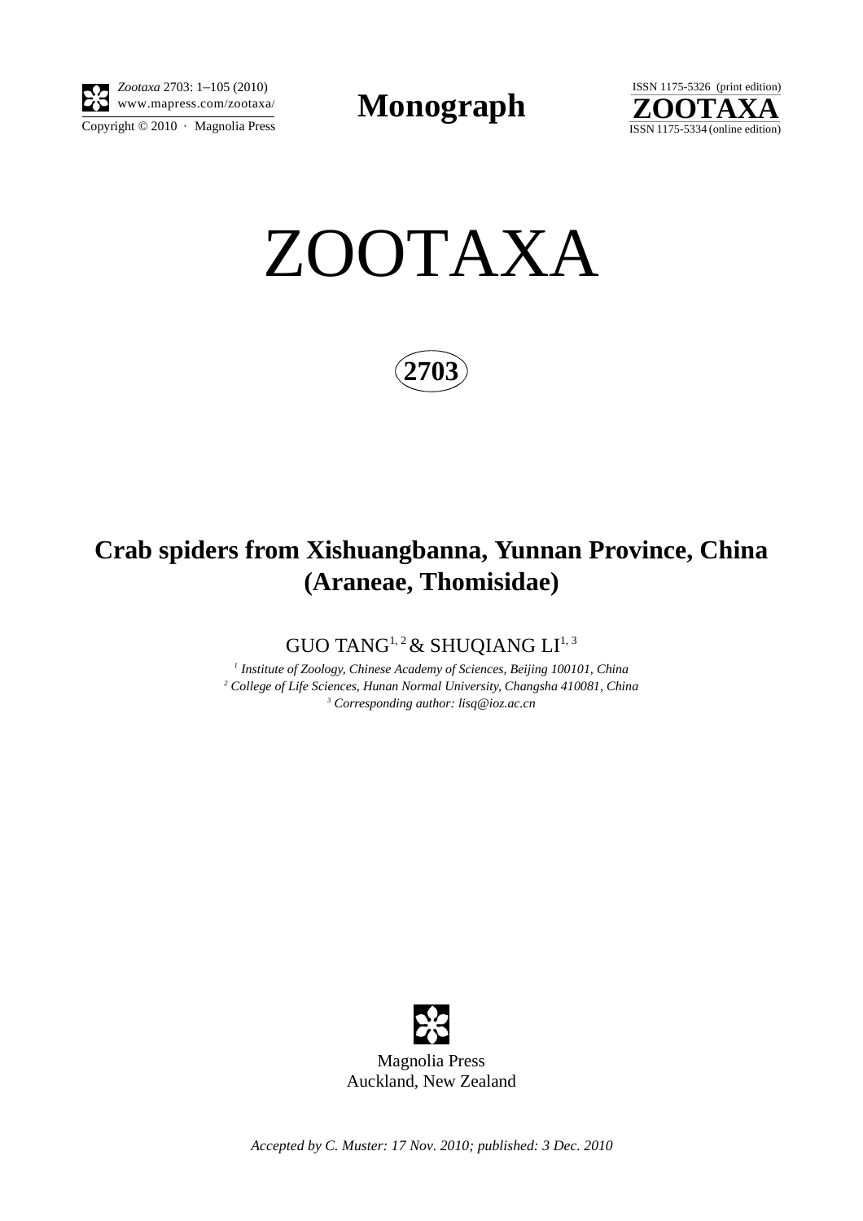# ZOOTAXA

**2703**

## Crab spiders from Xishuangbanna, Yunnan Province, China (Araneae, Thomisidae)

GUO TANG[1, 2] & SHUQIANG LI[1, 3]

[1] *Institute of Zoology, Chinese Academy of Sciences, Beijing 100101, China*
[2] *College of Life Sciences, Hunan Normal University, Changsha 410081, China*
[3] *Corresponding author: lisq@ioz.ac.cn*

Magnolia Press
Auckland, New Zealand

*Accepted by C. Muster: 17 Nov. 2010; published: 3 Dec. 2010*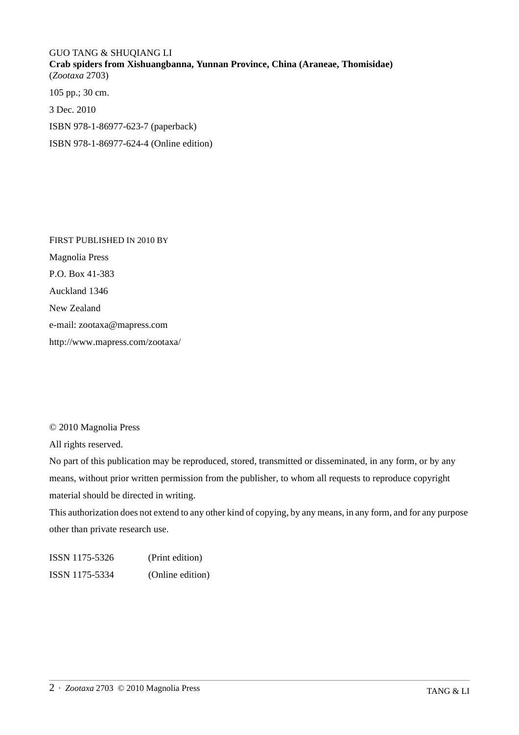GUO TANG & SHUQIANG LI
**Crab spiders from Xishuangbanna, Yunnan Province, China (Araneae, Thomisidae)**
(*Zootaxa* 2703)

105 pp.; 30 cm.

3 Dec. 2010

ISBN 978-1-86977-623-7 (paperback)

ISBN 978-1-86977-624-4 (Online edition)

FIRST PUBLISHED IN 2010 BY

Magnolia Press

P.O. Box 41-383

Auckland 1346

New Zealand

e-mail: zootaxa@mapress.com

http://www.mapress.com/zootaxa/

© 2010 Magnolia Press

All rights reserved.

No part of this publication may be reproduced, stored, transmitted or disseminated, in any form, or by any means, without prior written permission from the publisher, to whom all requests to reproduce copyright material should be directed in writing.

This authorization does not extend to any other kind of copying, by any means, in any form, and for any purpose other than private research use.

ISSN 1175-5326 (Print edition)

ISSN 1175-5334 (Online edition)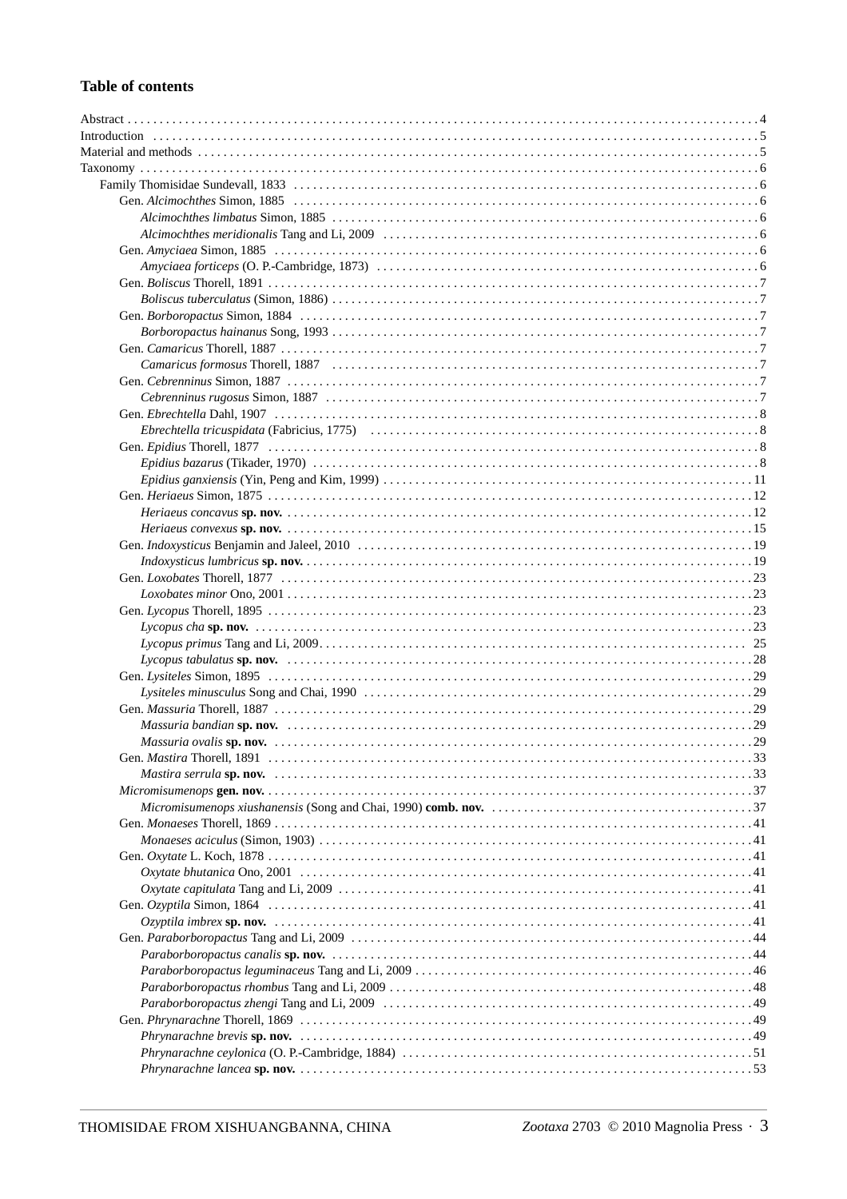## Table of contents

Abstract . . . . . . . . . . 4
Introduction . . . . . . . . . . 5
Material and methods . . . . . . . . . . 5
Taxonomy . . . . . . . . . . 6
- Family Thomisidae Sundevall, 1833 . . . . . . . . . . 6
  - Gen. *Alcimochthes* Simon, 1885 . . . . . . . . . . 6
    - *Alcimochthes limbatus* Simon, 1885 . . . . . . . . . . 6
    - *Alcimochthes meridionalis* Tang and Li, 2009 . . . . . . . . . . 6
  - Gen. *Amyciaea* Simon, 1885 . . . . . . . . . . 6
    - *Amyciaea forticeps* (O. P.-Cambridge, 1873) . . . . . . . . . . 6
  - Gen. *Boliscus* Thorell, 1891 . . . . . . . . . . 7
    - *Boliscus tuberculatus* (Simon, 1886) . . . . . . . . . . 7
  - Gen. *Borboropactus* Simon, 1884 . . . . . . . . . . 7
    - *Borboropactus hainanus* Song, 1993 . . . . . . . . . . 7
  - Gen. *Camaricus* Thorell, 1887 . . . . . . . . . . 7
    - *Camaricus formosus* Thorell, 1887 . . . . . . . . . . 7
  - Gen. *Cebrenninus* Simon, 1887 . . . . . . . . . . 7
    - *Cebrenninus rugosus* Simon, 1887 . . . . . . . . . . 7
  - Gen. *Ebrechtella* Dahl, 1907 . . . . . . . . . . 8
    - *Ebrechtella tricuspidata* (Fabricius, 1775) . . . . . . . . . . 8
  - Gen. *Epidius* Thorell, 1877 . . . . . . . . . . 8
    - *Epidius bazarus* (Tikader, 1970) . . . . . . . . . . 8
    - *Epidius ganxiensis* (Yin, Peng and Kim, 1999) . . . . . . . . . . 11
  - Gen. *Heriaeus* Simon, 1875 . . . . . . . . . . 12
    - *Heriaeus concavus* **sp. nov.** . . . . . . . . . . 12
    - *Heriaeus convexus* **sp. nov.** . . . . . . . . . . 15
  - Gen. *Indoxysticus* Benjamin and Jaleel, 2010 . . . . . . . . . . 19
    - *Indoxysticus lumbricus* **sp. nov.** . . . . . . . . . . 19
  - Gen. *Loxobates* Thorell, 1877 . . . . . . . . . . 23
    - *Loxobates minor* Ono, 2001 . . . . . . . . . . 23
  - Gen. *Lycopus* Thorell, 1895 . . . . . . . . . . 23
    - *Lycopus cha* **sp. nov.** . . . . . . . . . . 23
    - *Lycopus primus* Tang and Li, 2009 . . . . . . . . . . 25
    - *Lycopus tabulatus* **sp. nov.** . . . . . . . . . . 28
  - Gen. *Lysiteles* Simon, 1895 . . . . . . . . . . 29
    - *Lysiteles minusculus* Song and Chai, 1990 . . . . . . . . . . 29
  - Gen. *Massuria* Thorell, 1887 . . . . . . . . . . 29
    - *Massuria bandian* **sp. nov.** . . . . . . . . . . 29
    - *Massuria ovalis* **sp. nov.** . . . . . . . . . . 29
  - Gen. *Mastira* Thorell, 1891 . . . . . . . . . . 33
    - *Mastira serrula* **sp. nov.** . . . . . . . . . . 33
  - *Micromisumenops* **gen. nov.** . . . . . . . . . . 37
    - *Micromisumenops xiushanensis* (Song and Chai, 1990) **comb. nov.** . . . . . . . . . . 37
  - Gen. *Monaeses* Thorell, 1869 . . . . . . . . . . 41
    - *Monaeses aciculus* (Simon, 1903) . . . . . . . . . . 41
  - Gen. *Oxytate* L. Koch, 1878 . . . . . . . . . . 41
    - *Oxytate bhutanica* Ono, 2001 . . . . . . . . . . 41
    - *Oxytate capitulata* Tang and Li, 2009 . . . . . . . . . . 41
  - Gen. *Ozyptila* Simon, 1864 . . . . . . . . . . 41
    - *Ozyptila imbrex* **sp. nov.** . . . . . . . . . . 41
  - Gen. *Paraborboropactus* Tang and Li, 2009 . . . . . . . . . . 44
    - *Paraborboropactus canalis* **sp. nov.** . . . . . . . . . . 44
    - *Paraborboropactus leguminaceus* Tang and Li, 2009 . . . . . . . . . . 46
    - *Paraborboropactus rhombus* Tang and Li, 2009 . . . . . . . . . . 48
    - *Paraborboropactus zhengi* Tang and Li, 2009 . . . . . . . . . . 49
  - Gen. *Phrynarachne* Thorell, 1869 . . . . . . . . . . 49
    - *Phrynarachne brevis* **sp. nov.** . . . . . . . . . . 49
    - *Phrynarachne ceylonica* (O. P.-Cambridge, 1884) . . . . . . . . . . 51
    - *Phrynarachne lancea* **sp. nov.** . . . . . . . . . . 53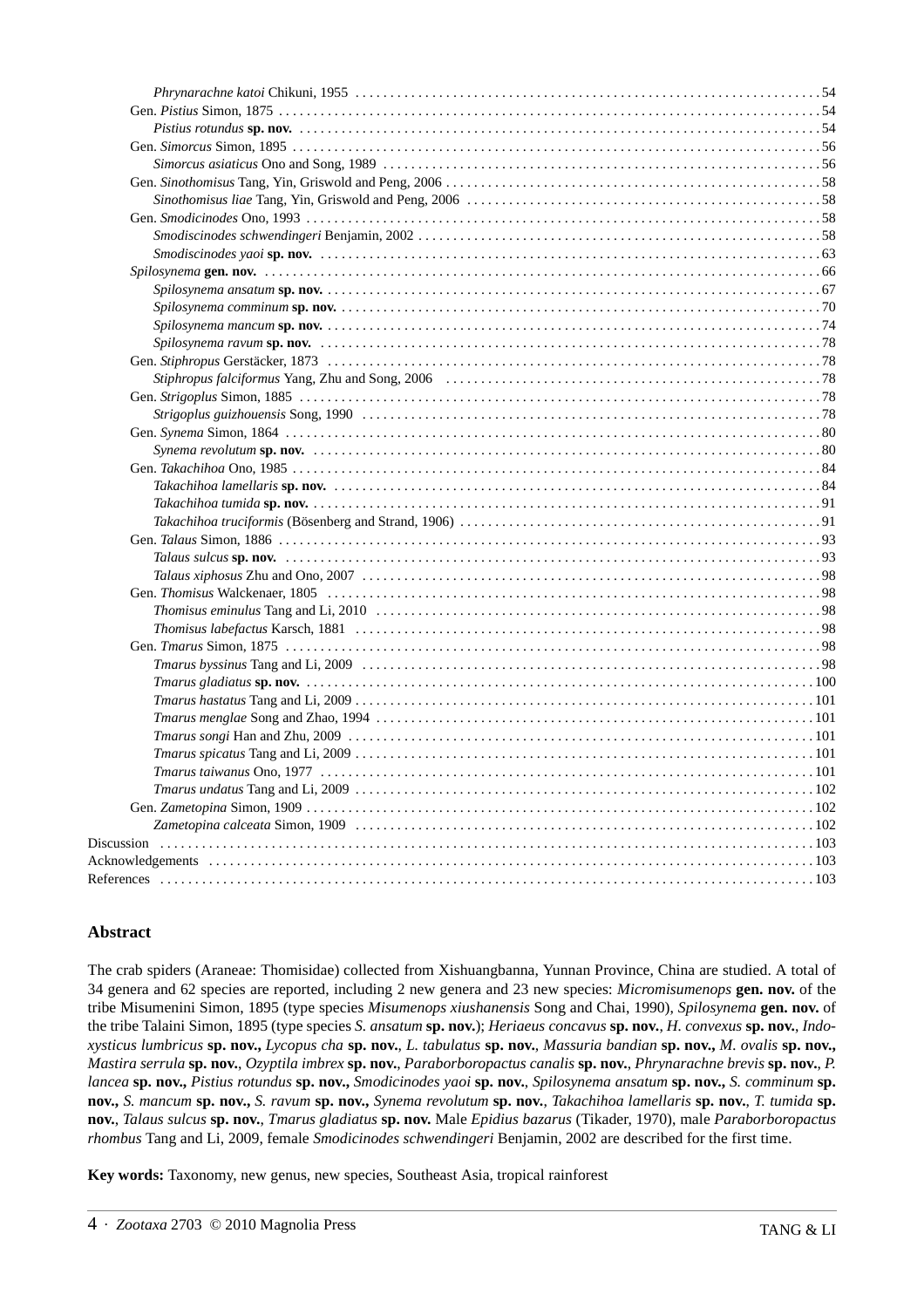*Phrynarachne katoi* Chikuni, 1955 . . . . . . . . . . . . . . . . . . . . . . . . . . . . . . . . . . . . . . . . . . . . . . . . . . . . . . . . . . . . . . . . . 54
Gen. *Pistius* Simon, 1875 . . . . . . . . . . . . . . . . . . . . . . . . . . . . . . . . . . . . . . . . . . . . . . . . . . . . . . . . . . . . . . . . . . . . . . . . . . . 54
*Pistius rotundus* **sp. nov.** . . . . . . . . . . . . . . . . . . . . . . . . . . . . . . . . . . . . . . . . . . . . . . . . . . . . . . . . . . . . . . . . . . . . . . . . 54
Gen. *Simorcus* Simon, 1895 . . . . . . . . . . . . . . . . . . . . . . . . . . . . . . . . . . . . . . . . . . . . . . . . . . . . . . . . . . . . . . . . . . . . . . . . . . 56
*Simorcus asiaticus* Ono and Song, 1989 . . . . . . . . . . . . . . . . . . . . . . . . . . . . . . . . . . . . . . . . . . . . . . . . . . . . . . . . . . . . . . 56
Gen. *Sinothomisus* Tang, Yin, Griswold and Peng, 2006 . . . . . . . . . . . . . . . . . . . . . . . . . . . . . . . . . . . . . . . . . . . . . . . . . . . 58
*Sinothomisus liae* Tang, Yin, Griswold and Peng, 2006 . . . . . . . . . . . . . . . . . . . . . . . . . . . . . . . . . . . . . . . . . . . . . . . . . . . 58
Gen. *Smodicinodes* Ono, 1993 . . . . . . . . . . . . . . . . . . . . . . . . . . . . . . . . . . . . . . . . . . . . . . . . . . . . . . . . . . . . . . . . . . . . . . . . 58
*Smodiscinodes schwendingeri* Benjamin, 2002 . . . . . . . . . . . . . . . . . . . . . . . . . . . . . . . . . . . . . . . . . . . . . . . . . . . . . . . . . 58
*Smodiscinodes yaoi* **sp. nov.** . . . . . . . . . . . . . . . . . . . . . . . . . . . . . . . . . . . . . . . . . . . . . . . . . . . . . . . . . . . . . . . . . . . . . . . 63
*Spilosynema* **gen. nov.** . . . . . . . . . . . . . . . . . . . . . . . . . . . . . . . . . . . . . . . . . . . . . . . . . . . . . . . . . . . . . . . . . . . . . . . . . . . . . 66
*Spilosynema ansatum* **sp. nov.** . . . . . . . . . . . . . . . . . . . . . . . . . . . . . . . . . . . . . . . . . . . . . . . . . . . . . . . . . . . . . . . . . . . . . . 67
*Spilosynema comminum* **sp. nov.** . . . . . . . . . . . . . . . . . . . . . . . . . . . . . . . . . . . . . . . . . . . . . . . . . . . . . . . . . . . . . . . . . . . . 70
*Spilosynema mancum* **sp. nov.** . . . . . . . . . . . . . . . . . . . . . . . . . . . . . . . . . . . . . . . . . . . . . . . . . . . . . . . . . . . . . . . . . . . . . . 74
*Spilosynema ravum* **sp. nov.** . . . . . . . . . . . . . . . . . . . . . . . . . . . . . . . . . . . . . . . . . . . . . . . . . . . . . . . . . . . . . . . . . . . . . . . . 78
Gen. *Stiphropus* Gerstäcker, 1873 . . . . . . . . . . . . . . . . . . . . . . . . . . . . . . . . . . . . . . . . . . . . . . . . . . . . . . . . . . . . . . . . . . . . . 78
*Stiphropus falciformus* Yang, Zhu and Song, 2006 . . . . . . . . . . . . . . . . . . . . . . . . . . . . . . . . . . . . . . . . . . . . . . . . . . . . . . 78
Gen. *Strigoplus* Simon, 1885 . . . . . . . . . . . . . . . . . . . . . . . . . . . . . . . . . . . . . . . . . . . . . . . . . . . . . . . . . . . . . . . . . . . . . . . . . 78
*Strigoplus guizhouensis* Song, 1990 . . . . . . . . . . . . . . . . . . . . . . . . . . . . . . . . . . . . . . . . . . . . . . . . . . . . . . . . . . . . . . . . . . 78
Gen. *Synema* Simon, 1864 . . . . . . . . . . . . . . . . . . . . . . . . . . . . . . . . . . . . . . . . . . . . . . . . . . . . . . . . . . . . . . . . . . . . . . . . . . . 80
*Synema revolutum* **sp. nov.** . . . . . . . . . . . . . . . . . . . . . . . . . . . . . . . . . . . . . . . . . . . . . . . . . . . . . . . . . . . . . . . . . . . . . . . . 80
Gen. *Takachihoa* Ono, 1985 . . . . . . . . . . . . . . . . . . . . . . . . . . . . . . . . . . . . . . . . . . . . . . . . . . . . . . . . . . . . . . . . . . . . . . . . . . 84
*Takachihoa lamellaris* **sp. nov.** . . . . . . . . . . . . . . . . . . . . . . . . . . . . . . . . . . . . . . . . . . . . . . . . . . . . . . . . . . . . . . . . . . . . . . 84
*Takachihoa tumida* **sp. nov.** . . . . . . . . . . . . . . . . . . . . . . . . . . . . . . . . . . . . . . . . . . . . . . . . . . . . . . . . . . . . . . . . . . . . . . . . . 91
*Takachihoa truciformis* (Bösenberg and Strand, 1906) . . . . . . . . . . . . . . . . . . . . . . . . . . . . . . . . . . . . . . . . . . . . . . . . . . . 91
Gen. *Talaus* Simon, 1886 . . . . . . . . . . . . . . . . . . . . . . . . . . . . . . . . . . . . . . . . . . . . . . . . . . . . . . . . . . . . . . . . . . . . . . . . . . . . . 93
*Talaus sulcus* **sp. nov.** . . . . . . . . . . . . . . . . . . . . . . . . . . . . . . . . . . . . . . . . . . . . . . . . . . . . . . . . . . . . . . . . . . . . . . . . . . . . . 93
*Talaus xiphosus* Zhu and Ono, 2007 . . . . . . . . . . . . . . . . . . . . . . . . . . . . . . . . . . . . . . . . . . . . . . . . . . . . . . . . . . . . . . . . . . 98
Gen. *Thomisus* Walckenaer, 1805 . . . . . . . . . . . . . . . . . . . . . . . . . . . . . . . . . . . . . . . . . . . . . . . . . . . . . . . . . . . . . . . . . . . . . 98
*Thomisus eminulus* Tang and Li, 2010 . . . . . . . . . . . . . . . . . . . . . . . . . . . . . . . . . . . . . . . . . . . . . . . . . . . . . . . . . . . . . . . . 98
*Thomisus labefactus* Karsch, 1881 . . . . . . . . . . . . . . . . . . . . . . . . . . . . . . . . . . . . . . . . . . . . . . . . . . . . . . . . . . . . . . . . . . . 98
Gen. *Tmarus* Simon, 1875 . . . . . . . . . . . . . . . . . . . . . . . . . . . . . . . . . . . . . . . . . . . . . . . . . . . . . . . . . . . . . . . . . . . . . . . . . . . . 98
*Tmarus byssinus* Tang and Li, 2009 . . . . . . . . . . . . . . . . . . . . . . . . . . . . . . . . . . . . . . . . . . . . . . . . . . . . . . . . . . . . . . . . . . 98
*Tmarus gladiatus* **sp. nov.** . . . . . . . . . . . . . . . . . . . . . . . . . . . . . . . . . . . . . . . . . . . . . . . . . . . . . . . . . . . . . . . . . . . . . . . . . 100
*Tmarus hastatus* Tang and Li, 2009 . . . . . . . . . . . . . . . . . . . . . . . . . . . . . . . . . . . . . . . . . . . . . . . . . . . . . . . . . . . . . . . . . . 101
*Tmarus menglae* Song and Zhao, 1994 . . . . . . . . . . . . . . . . . . . . . . . . . . . . . . . . . . . . . . . . . . . . . . . . . . . . . . . . . . . . . . . 101
*Tmarus songi* Han and Zhu, 2009 . . . . . . . . . . . . . . . . . . . . . . . . . . . . . . . . . . . . . . . . . . . . . . . . . . . . . . . . . . . . . . . . . . . 101
*Tmarus spicatus* Tang and Li, 2009 . . . . . . . . . . . . . . . . . . . . . . . . . . . . . . . . . . . . . . . . . . . . . . . . . . . . . . . . . . . . . . . . . . 101
*Tmarus taiwanus* Ono, 1977 . . . . . . . . . . . . . . . . . . . . . . . . . . . . . . . . . . . . . . . . . . . . . . . . . . . . . . . . . . . . . . . . . . . . . . . . 101
*Tmarus undatus* Tang and Li, 2009 . . . . . . . . . . . . . . . . . . . . . . . . . . . . . . . . . . . . . . . . . . . . . . . . . . . . . . . . . . . . . . . . . . 102
Gen. *Zametopina* Simon, 1909 . . . . . . . . . . . . . . . . . . . . . . . . . . . . . . . . . . . . . . . . . . . . . . . . . . . . . . . . . . . . . . . . . . . . . . . 102
*Zametopina calceata* Simon, 1909 . . . . . . . . . . . . . . . . . . . . . . . . . . . . . . . . . . . . . . . . . . . . . . . . . . . . . . . . . . . . . . . . . . . 102
Discussion . . . . . . . . . . . . . . . . . . . . . . . . . . . . . . . . . . . . . . . . . . . . . . . . . . . . . . . . . . . . . . . . . . . . . . . . . . . . . . . . . . . . . . 103
Acknowledgements . . . . . . . . . . . . . . . . . . . . . . . . . . . . . . . . . . . . . . . . . . . . . . . . . . . . . . . . . . . . . . . . . . . . . . . . . . . . . . . 103
References . . . . . . . . . . . . . . . . . . . . . . . . . . . . . . . . . . . . . . . . . . . . . . . . . . . . . . . . . . . . . . . . . . . . . . . . . . . . . . . . . . . . . . 103

## Abstract

The crab spiders (Araneae: Thomisidae) collected from Xishuangbanna, Yunnan Province, China are studied. A total of 34 genera and 62 species are reported, including 2 new genera and 23 new species: *Micromisumenops* **gen. nov.** of the tribe Misumenini Simon, 1895 (type species *Misumenops xiushanensis* Song and Chai, 1990), *Spilosynema* **gen. nov.** of the tribe Talaini Simon, 1895 (type species *S. ansatum* **sp. nov.**); *Heriaeus concavus* **sp. nov.**, *H. convexus* **sp. nov.**, *Indoxysticus lumbricus* **sp. nov.,** *Lycopus cha* **sp. nov.**, *L. tabulatus* **sp. nov.**, *Massuria bandian* **sp. nov.,** *M. ovalis* **sp. nov.,** *Mastira serrula* **sp. nov.**, *Ozyptila imbrex* **sp. nov.**, *Paraborboropactus canalis* **sp. nov.**, *Phrynarachne brevis* **sp. nov.**, *P. lancea* **sp. nov.,** *Pistius rotundus* **sp. nov.,** *Smodicinodes yaoi* **sp. nov.**, *Spilosynema ansatum* **sp. nov.,** *S. comminum* **sp. nov.,** *S. mancum* **sp. nov.,** *S. ravum* **sp. nov.,** *Synema revolutum* **sp. nov.**, *Takachihoa lamellaris* **sp. nov.**, *T. tumida* **sp. nov.**, *Talaus sulcus* **sp. nov.**, *Tmarus gladiatus* **sp. nov.** Male *Epidius bazarus* (Tikader, 1970), male *Paraborboropactus rhombus* Tang and Li, 2009, female *Smodicinodes schwendingeri* Benjamin, 2002 are described for the first time.

**Key words:** Taxonomy, new genus, new species, Southeast Asia, tropical rainforest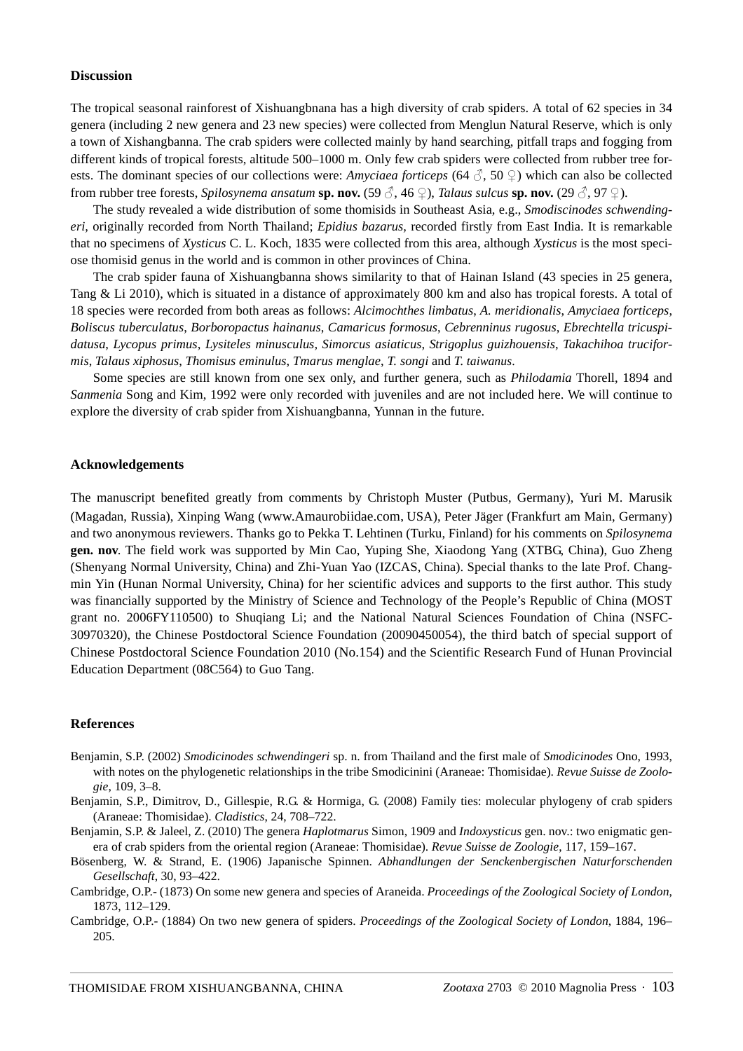## Discussion

The tropical seasonal rainforest of Xishuangbnana has a high diversity of crab spiders. A total of 62 species in 34 genera (including 2 new genera and 23 new species) were collected from Menglun Natural Reserve, which is only a town of Xishangbanna. The crab spiders were collected mainly by hand searching, pitfall traps and fogging from different kinds of tropical forests, altitude 500–1000 m. Only few crab spiders were collected from rubber tree forests. The dominant species of our collections were: *Amyciaea forticeps* (64 ♂, 50 ♀) which can also be collected from rubber tree forests, *Spilosynema ansatum* **sp. nov.** (59 ♂, 46 ♀), *Talaus sulcus* **sp. nov.** (29 ♂, 97 ♀).

The study revealed a wide distribution of some thomisids in Southeast Asia, e.g., *Smodiscinodes schwendingeri,* originally recorded from North Thailand; *Epidius bazarus,* recorded firstly from East India. It is remarkable that no specimens of *Xysticus* C. L. Koch, 1835 were collected from this area, although *Xysticus* is the most speciose thomisid genus in the world and is common in other provinces of China.

The crab spider fauna of Xishuangbanna shows similarity to that of Hainan Island (43 species in 25 genera, Tang & Li 2010), which is situated in a distance of approximately 800 km and also has tropical forests. A total of 18 species were recorded from both areas as follows: *Alcimochthes limbatus*, *A. meridionalis*, *Amyciaea forticeps*, *Boliscus tuberculatus*, *Borboropactus hainanus*, *Camaricus formosus*, *Cebrenninus rugosus*, *Ebrechtella tricuspidatusa*, *Lycopus primus*, *Lysiteles minusculus, Simorcus asiaticus*, *Strigoplus guizhouensis*, *Takachihoa truciformis*, *Talaus xiphosus*, *Thomisus eminulus*, *Tmarus menglae*, *T. songi* and *T. taiwanus*.

Some species are still known from one sex only, and further genera, such as *Philodamia* Thorell, 1894 and *Sanmenia* Song and Kim, 1992 were only recorded with juveniles and are not included here. We will continue to explore the diversity of crab spider from Xishuangbanna, Yunnan in the future.

## Acknowledgements

The manuscript benefited greatly from comments by Christoph Muster (Putbus, Germany), Yuri M. Marusik (Magadan, Russia), Xinping Wang (www.Amaurobiidae.com, USA), Peter Jäger (Frankfurt am Main, Germany) and two anonymous reviewers. Thanks go to Pekka T. Lehtinen (Turku, Finland) for his comments on *Spilosynema* **gen. nov**. The field work was supported by Min Cao, Yuping She, Xiaodong Yang (XTBG, China), Guo Zheng (Shenyang Normal University, China) and Zhi-Yuan Yao (IZCAS, China). Special thanks to the late Prof. Changmin Yin (Hunan Normal University, China) for her scientific advices and supports to the first author. This study was financially supported by the Ministry of Science and Technology of the People's Republic of China (MOST grant no. 2006FY110500) to Shuqiang Li; and the National Natural Sciences Foundation of China (NSFC-30970320), the Chinese Postdoctoral Science Foundation (20090450054), the third batch of special support of Chinese Postdoctoral Science Foundation 2010 (No.154) and the Scientific Research Fund of Hunan Provincial Education Department (08C564) to Guo Tang.

## References

Benjamin, S.P. (2002) *Smodicinodes schwendingeri* sp. n. from Thailand and the first male of *Smodicinodes* Ono, 1993, with notes on the phylogenetic relationships in the tribe Smodicinini (Araneae: Thomisidae). *Revue Suisse de Zoologie*, 109, 3–8.

Benjamin, S.P., Dimitrov, D., Gillespie, R.G. & Hormiga, G. (2008) Family ties: molecular phylogeny of crab spiders (Araneae: Thomisidae). *Cladistics*, 24, 708–722.

Benjamin, S.P. & Jaleel, Z. (2010) The genera *Haplotmarus* Simon, 1909 and *Indoxysticus* gen. nov.: two enigmatic genera of crab spiders from the oriental region (Araneae: Thomisidae). *Revue Suisse de Zoologie*, 117, 159–167.

Bösenberg, W. & Strand, E. (1906) Japanische Spinnen. *Abhandlungen der Senckenbergischen Naturforschenden Gesellschaft*, 30, 93–422.

Cambridge, O.P.- (1873) On some new genera and species of Araneida. *Proceedings of the Zoological Society of London*, 1873, 112–129.

Cambridge, O.P.- (1884) On two new genera of spiders. *Proceedings of the Zoological Society of London*, 1884, 196–205.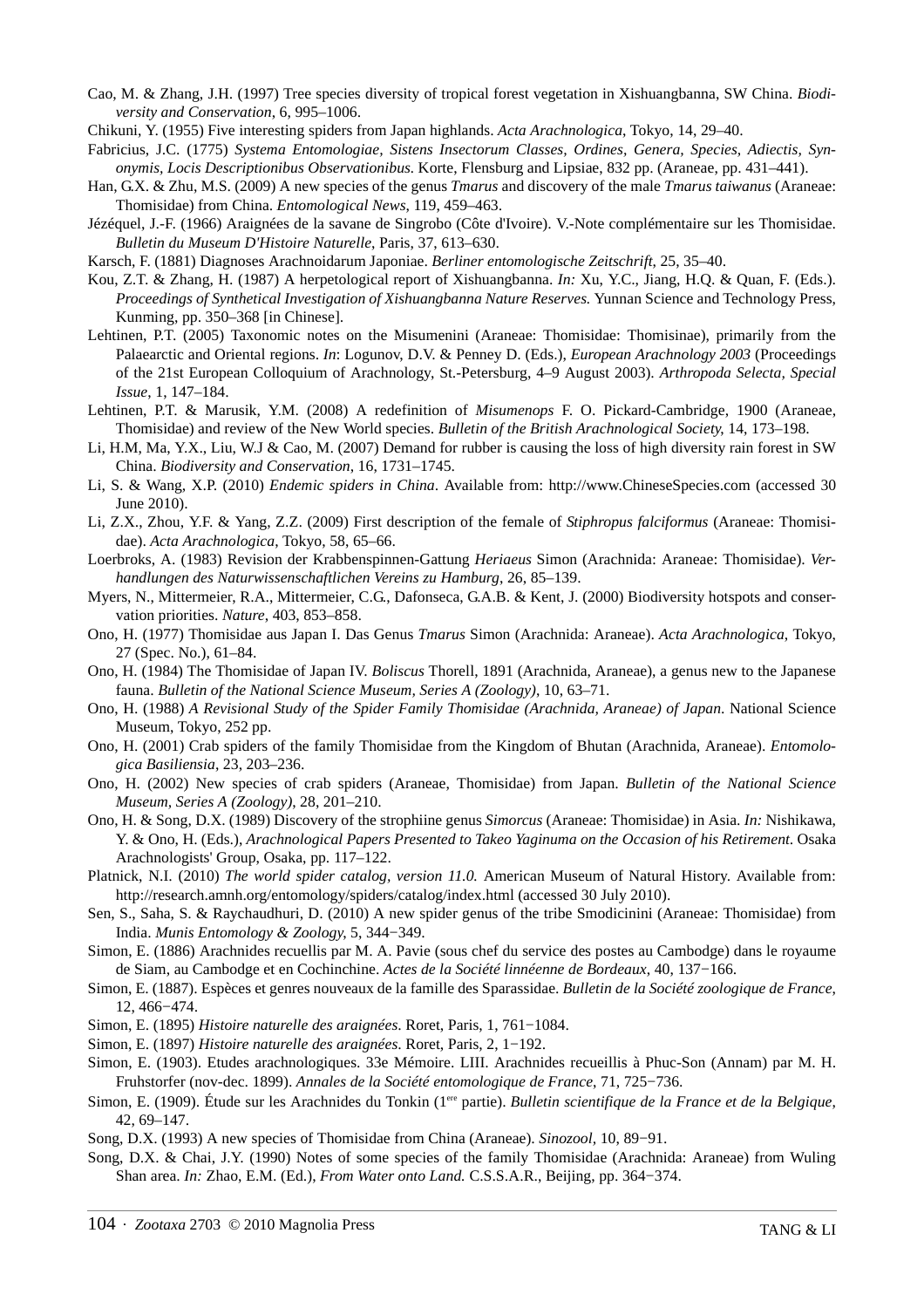Cao, M. & Zhang, J.H. (1997) Tree species diversity of tropical forest vegetation in Xishuangbanna, SW China. *Biodiversity and Conservation*, 6, 995–1006.

Chikuni, Y. (1955) Five interesting spiders from Japan highlands. *Acta Arachnologica*, Tokyo, 14, 29–40.

Fabricius, J.C. (1775) *Systema Entomologiae, Sistens Insectorum Classes, Ordines, Genera, Species, Adiectis, Synonymis, Locis Descriptionibus Observationibus.* Korte, Flensburg and Lipsiae, 832 pp. (Araneae, pp. 431–441).

Han, G.X. & Zhu, M.S. (2009) A new species of the genus *Tmarus* and discovery of the male *Tmarus taiwanus* (Araneae: Thomisidae) from China. *Entomological News*, 119, 459–463.

Jézéquel, J.-F. (1966) Araignées de la savane de Singrobo (Côte d'Ivoire). V.-Note complémentaire sur les Thomisidae. *Bulletin du Museum D'Histoire Naturelle*, Paris, 37, 613–630.

Karsch, F. (1881) Diagnoses Arachnoidarum Japoniae. *Berliner entomologische Zeitschrift*, 25, 35–40.

Kou, Z.T. & Zhang, H. (1987) A herpetological report of Xishuangbanna. *In:* Xu, Y.C., Jiang, H.Q. & Quan, F. (Eds.). *Proceedings of Synthetical Investigation of Xishuangbanna Nature Reserves.* Yunnan Science and Technology Press, Kunming, pp. 350–368 [in Chinese].

Lehtinen, P.T. (2005) Taxonomic notes on the Misumenini (Araneae: Thomisidae: Thomisinae), primarily from the Palaearctic and Oriental regions. *In*: Logunov, D.V. & Penney D. (Eds.), *European Arachnology 2003* (Proceedings of the 21st European Colloquium of Arachnology, St.-Petersburg, 4–9 August 2003). *Arthropoda Selecta, Special Issue*, 1, 147–184.

Lehtinen, P.T. & Marusik, Y.M. (2008) A redefinition of *Misumenops* F. O. Pickard-Cambridge, 1900 (Araneae, Thomisidae) and review of the New World species. *Bulletin of the British Arachnological Society*, 14, 173–198.

Li, H.M, Ma, Y.X., Liu, W.J & Cao, M. (2007) Demand for rubber is causing the loss of high diversity rain forest in SW China. *Biodiversity and Conservation*, 16, 1731–1745.

Li, S. & Wang, X.P. (2010) *Endemic spiders in China*. Available from: http://www.ChineseSpecies.com (accessed 30 June 2010).

Li, Z.X., Zhou, Y.F. & Yang, Z.Z. (2009) First description of the female of *Stiphropus falciformus* (Araneae: Thomisidae). *Acta Arachnologica*, Tokyo, 58, 65–66.

Loerbroks, A. (1983) Revision der Krabbenspinnen-Gattung *Heriaeus* Simon (Arachnida: Araneae: Thomisidae). *Verhandlungen des Naturwissenschaftlichen Vereins zu Hamburg*, 26, 85–139.

Myers, N., Mittermeier, R.A., Mittermeier, C.G., Dafonseca, G.A.B. & Kent, J. (2000) Biodiversity hotspots and conservation priorities. *Nature*, 403, 853–858.

Ono, H. (1977) Thomisidae aus Japan I. Das Genus *Tmarus* Simon (Arachnida: Araneae). *Acta Arachnologica*, Tokyo, 27 (Spec. No.), 61–84.

Ono, H. (1984) The Thomisidae of Japan IV. *Boliscus* Thorell, 1891 (Arachnida, Araneae), a genus new to the Japanese fauna. *Bulletin of the National Science Museum, Series A (Zoology)*, 10, 63–71.

Ono, H. (1988) *A Revisional Study of the Spider Family Thomisidae (Arachnida, Araneae) of Japan*. National Science Museum, Tokyo, 252 pp.

Ono, H. (2001) Crab spiders of the family Thomisidae from the Kingdom of Bhutan (Arachnida, Araneae). *Entomologica Basiliensia*, 23, 203–236.

Ono, H. (2002) New species of crab spiders (Araneae, Thomisidae) from Japan. *Bulletin of the National Science Museum, Series A (Zoology)*, 28, 201–210.

Ono, H. & Song, D.X. (1989) Discovery of the strophiine genus *Simorcus* (Araneae: Thomisidae) in Asia. *In:* Nishikawa, Y. & Ono, H. (Eds.), *Arachnological Papers Presented to Takeo Yaginuma on the Occasion of his Retirement*. Osaka Arachnologists' Group, Osaka, pp. 117–122.

Platnick, N.I. (2010) *The world spider catalog, version 11.0.* American Museum of Natural History. Available from: http://research.amnh.org/entomology/spiders/catalog/index.html (accessed 30 July 2010).

Sen, S., Saha, S. & Raychaudhuri, D. (2010) A new spider genus of the tribe Smodicinini (Araneae: Thomisidae) from India. *Munis Entomology & Zoology*, 5, 344−349.

Simon, E. (1886) Arachnides recuellis par M. A. Pavie (sous chef du service des postes au Cambodge) dans le royaume de Siam, au Cambodge et en Cochinchine. *Actes de la Société linnéenne de Bordeaux*, 40, 137−166.

Simon, E. (1887). Espèces et genres nouveaux de la famille des Sparassidae. *Bulletin de la Société zoologique de France*, 12, 466−474.

Simon, E. (1895) *Histoire naturelle des araignées*. Roret, Paris, 1, 761−1084.

Simon, E. (1897) *Histoire naturelle des araignées*. Roret, Paris, 2, 1−192.

Simon, E. (1903). Etudes arachnologiques. 33e Mémoire. LIII. Arachnides recueillis à Phuc-Son (Annam) par M. H. Fruhstorfer (nov-dec. 1899). *Annales de la Société entomologique de France*, 71, 725−736.

Simon, E. (1909). Étude sur les Arachnides du Tonkin (1ere partie). *Bulletin scientifique de la France et de la Belgique*, 42, 69−147.

Song, D.X. (1993) A new species of Thomisidae from China (Araneae). *Sinozool*, 10, 89−91.

Song, D.X. & Chai, J.Y. (1990) Notes of some species of the family Thomisidae (Arachnida: Araneae) from Wuling Shan area. *In:* Zhao, E.M. (Ed.), *From Water onto Land.* C.S.S.A.R., Beijing, pp. 364−374.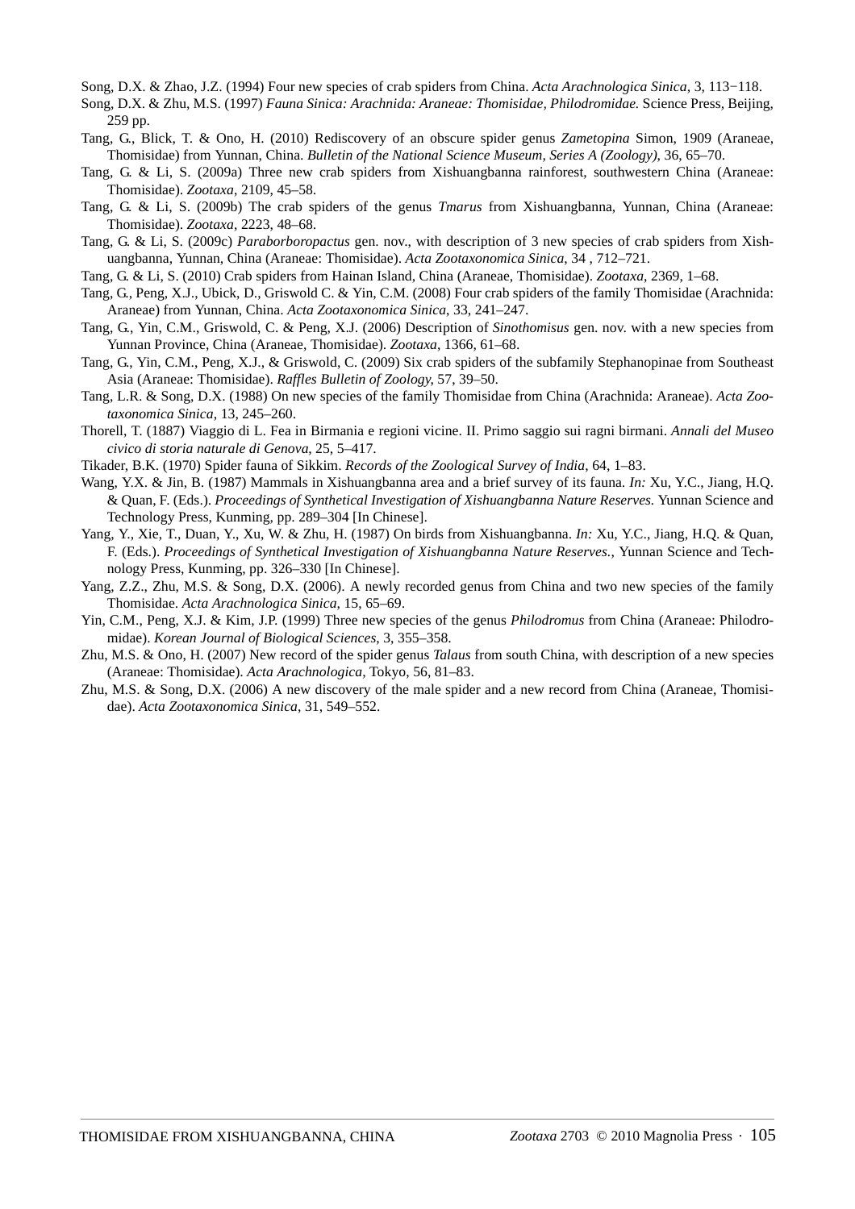Song, D.X. & Zhao, J.Z. (1994) Four new species of crab spiders from China. *Acta Arachnologica Sinica*, 3, 113−118.

Song, D.X. & Zhu, M.S. (1997) *Fauna Sinica: Arachnida: Araneae: Thomisidae, Philodromidae.* Science Press, Beijing, 259 pp.

Tang, G., Blick, T. & Ono, H. (2010) Rediscovery of an obscure spider genus *Zametopina* Simon, 1909 (Araneae, Thomisidae) from Yunnan, China. *Bulletin of the National Science Museum, Series A (Zoology)*, 36, 65–70.

Tang, G. & Li, S. (2009a) Three new crab spiders from Xishuangbanna rainforest, southwestern China (Araneae: Thomisidae). *Zootaxa*, 2109, 45–58.

Tang, G. & Li, S. (2009b) The crab spiders of the genus *Tmarus* from Xishuangbanna, Yunnan, China (Araneae: Thomisidae). *Zootaxa*, 2223, 48–68.

Tang, G. & Li, S. (2009c) *Paraborboropactus* gen. nov., with description of 3 new species of crab spiders from Xishuangbanna, Yunnan, China (Araneae: Thomisidae). *Acta Zootaxonomica Sinica*, 34 , 712–721.

Tang, G. & Li, S. (2010) Crab spiders from Hainan Island, China (Araneae, Thomisidae). *Zootaxa*, 2369, 1–68.

Tang, G., Peng, X.J., Ubick, D., Griswold C. & Yin, C.M. (2008) Four crab spiders of the family Thomisidae (Arachnida: Araneae) from Yunnan, China. *Acta Zootaxonomica Sinica*, 33, 241–247.

Tang, G., Yin, C.M., Griswold, C. & Peng, X.J. (2006) Description of *Sinothomisus* gen. nov. with a new species from Yunnan Province, China (Araneae, Thomisidae). *Zootaxa*, 1366, 61–68.

Tang, G., Yin, C.M., Peng, X.J., & Griswold, C. (2009) Six crab spiders of the subfamily Stephanopinae from Southeast Asia (Araneae: Thomisidae). *Raffles Bulletin of Zoology*, 57, 39–50.

Tang, L.R. & Song, D.X. (1988) On new species of the family Thomisidae from China (Arachnida: Araneae). *Acta Zootaxonomica Sinica*, 13, 245–260.

Thorell, T. (1887) Viaggio di L. Fea in Birmania e regioni vicine. II. Primo saggio sui ragni birmani. *Annali del Museo civico di storia naturale di Genova*, 25, 5–417.

Tikader, B.K. (1970) Spider fauna of Sikkim. *Records of the Zoological Survey of India*, 64, 1–83.

Wang, Y.X. & Jin, B. (1987) Mammals in Xishuangbanna area and a brief survey of its fauna. *In:* Xu, Y.C., Jiang, H.Q. & Quan, F. (Eds.). *Proceedings of Synthetical Investigation of Xishuangbanna Nature Reserves.* Yunnan Science and Technology Press, Kunming, pp. 289–304 [In Chinese].

Yang, Y., Xie, T., Duan, Y., Xu, W. & Zhu, H. (1987) On birds from Xishuangbanna. *In:* Xu, Y.C., Jiang, H.Q. & Quan, F. (Eds.). *Proceedings of Synthetical Investigation of Xishuangbanna Nature Reserves.*, Yunnan Science and Technology Press, Kunming, pp. 326–330 [In Chinese].

Yang, Z.Z., Zhu, M.S. & Song, D.X. (2006). A newly recorded genus from China and two new species of the family Thomisidae. *Acta Arachnologica Sinica*, 15, 65–69.

Yin, C.M., Peng, X.J. & Kim, J.P. (1999) Three new species of the genus *Philodromus* from China (Araneae: Philodromidae). *Korean Journal of Biological Sciences*, 3, 355–358.

Zhu, M.S. & Ono, H. (2007) New record of the spider genus *Talaus* from south China, with description of a new species (Araneae: Thomisidae). *Acta Arachnologica*, Tokyo, 56, 81–83.

Zhu, M.S. & Song, D.X. (2006) A new discovery of the male spider and a new record from China (Araneae, Thomisidae). *Acta Zootaxonomica Sinica*, 31, 549–552.